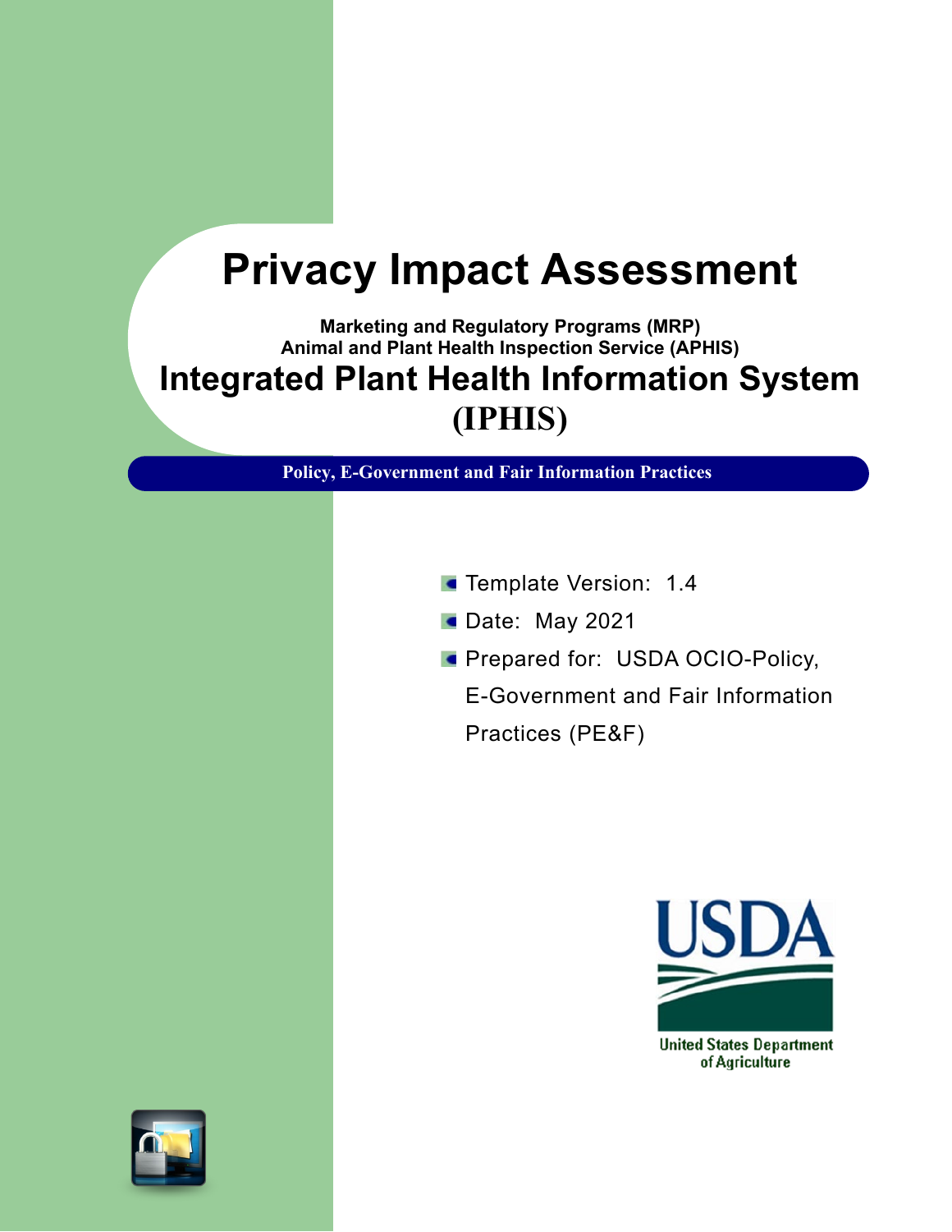# Privacy Impact Assessment

**Marketing and Regulatory Programs (MRP)**
**Animal and Plant Health Inspection Service (APHIS)**

## Integrated Plant Health Information System (IPHIS)

**Policy, E-Government and Fair Information Practices**

- Template Version: 1.4
- Date: May 2021
- Prepared for: USDA OCIO-Policy, E-Government and Fair Information Practices (PE&F)

United States Department of Agriculture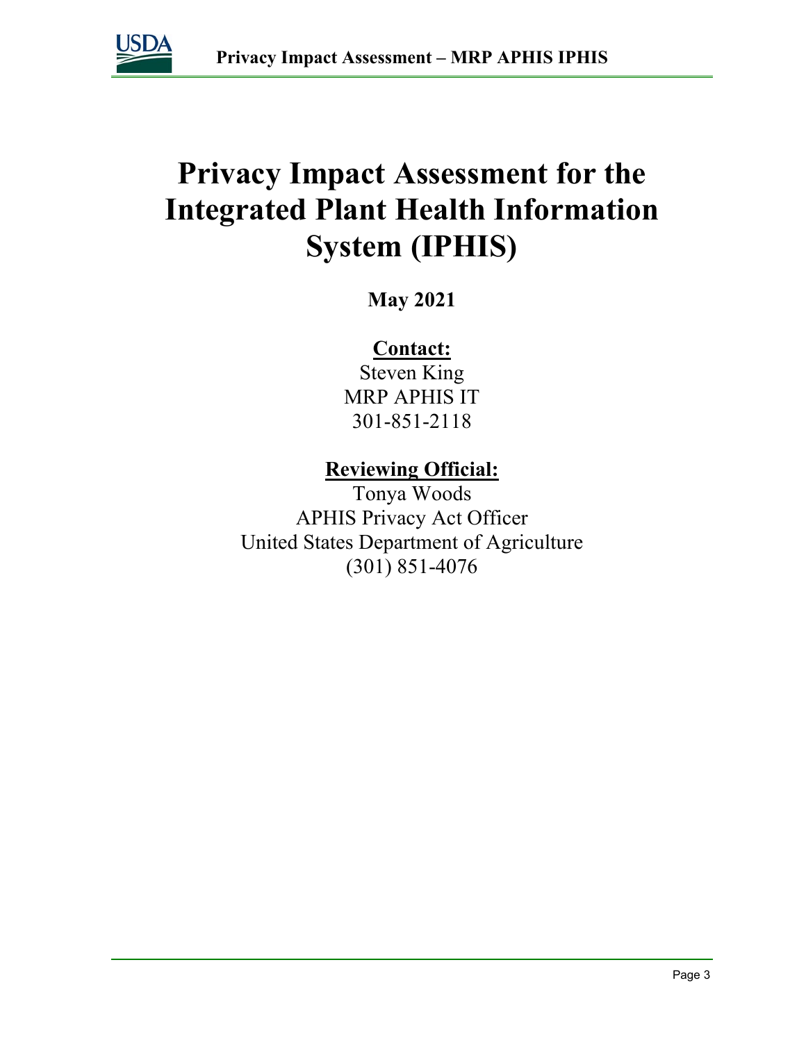# Privacy Impact Assessment for the Integrated Plant Health Information System (IPHIS)

**May 2021**

**Contact:**

Steven King
MRP APHIS IT
301-851-2118

**Reviewing Official:**

Tonya Woods
APHIS Privacy Act Officer
United States Department of Agriculture
(301) 851-4076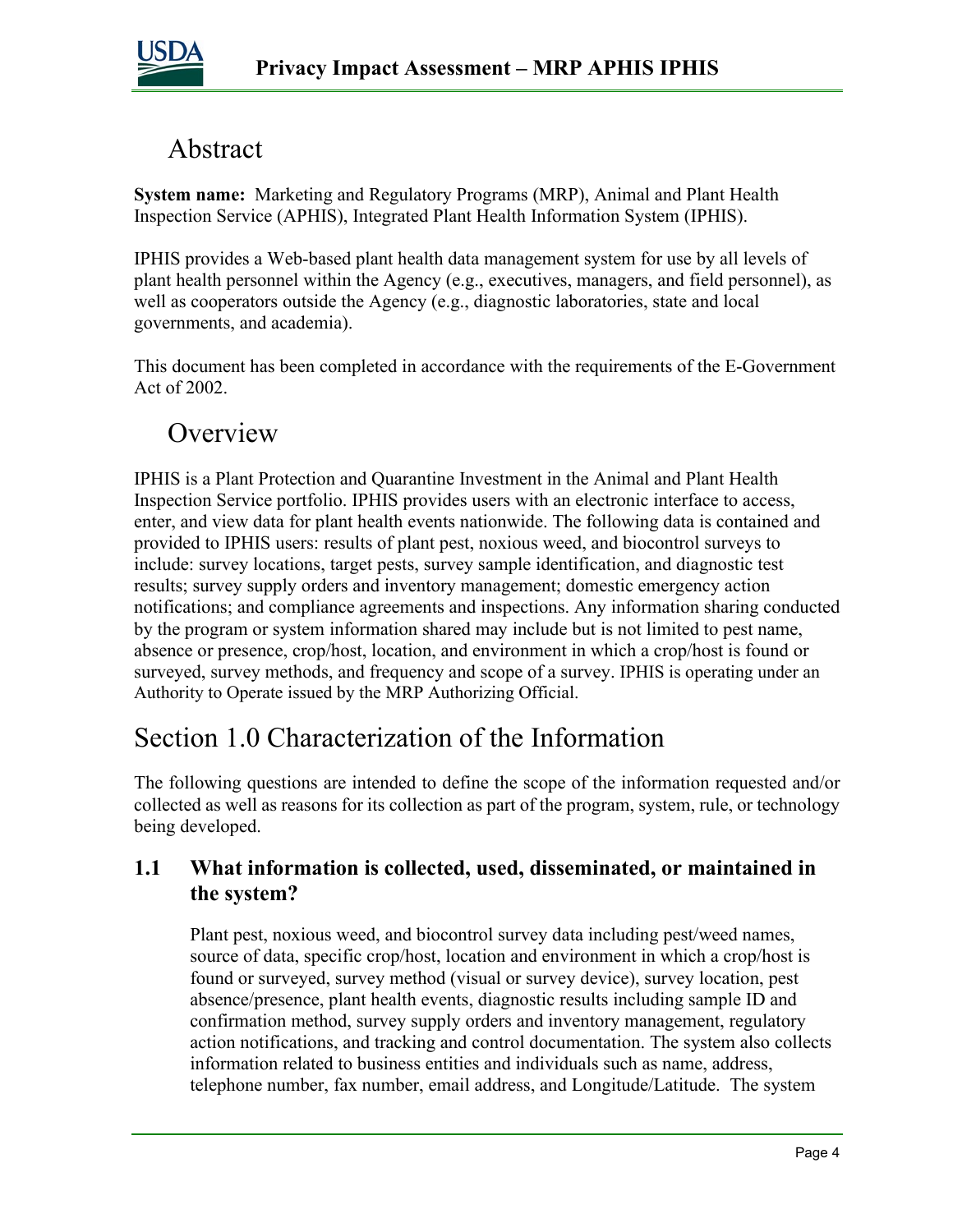# Abstract

**System name:** Marketing and Regulatory Programs (MRP), Animal and Plant Health Inspection Service (APHIS), Integrated Plant Health Information System (IPHIS).

IPHIS provides a Web-based plant health data management system for use by all levels of plant health personnel within the Agency (e.g., executives, managers, and field personnel), as well as cooperators outside the Agency (e.g., diagnostic laboratories, state and local governments, and academia).

This document has been completed in accordance with the requirements of the E-Government Act of 2002.

# Overview

IPHIS is a Plant Protection and Quarantine Investment in the Animal and Plant Health Inspection Service portfolio. IPHIS provides users with an electronic interface to access, enter, and view data for plant health events nationwide. The following data is contained and provided to IPHIS users: results of plant pest, noxious weed, and biocontrol surveys to include: survey locations, target pests, survey sample identification, and diagnostic test results; survey supply orders and inventory management; domestic emergency action notifications; and compliance agreements and inspections. Any information sharing conducted by the program or system information shared may include but is not limited to pest name, absence or presence, crop/host, location, and environment in which a crop/host is found or surveyed, survey methods, and frequency and scope of a survey. IPHIS is operating under an Authority to Operate issued by the MRP Authorizing Official.

# Section 1.0 Characterization of the Information

The following questions are intended to define the scope of the information requested and/or collected as well as reasons for its collection as part of the program, system, rule, or technology being developed.

### 1.1 What information is collected, used, disseminated, or maintained in the system?

Plant pest, noxious weed, and biocontrol survey data including pest/weed names, source of data, specific crop/host, location and environment in which a crop/host is found or surveyed, survey method (visual or survey device), survey location, pest absence/presence, plant health events, diagnostic results including sample ID and confirmation method, survey supply orders and inventory management, regulatory action notifications, and tracking and control documentation. The system also collects information related to business entities and individuals such as name, address, telephone number, fax number, email address, and Longitude/Latitude. The system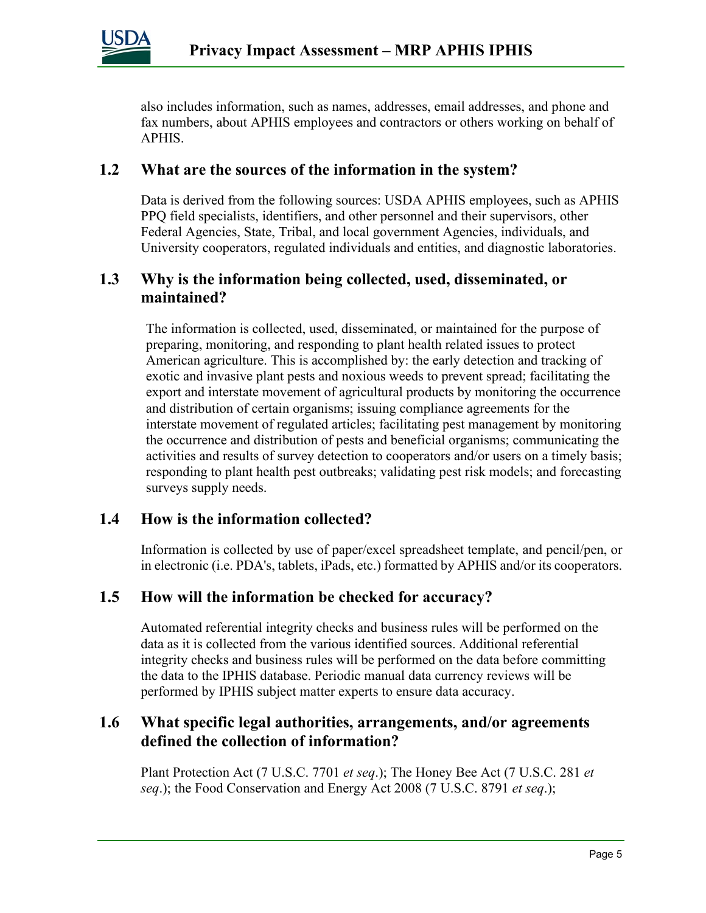also includes information, such as names, addresses, email addresses, and phone and fax numbers, about APHIS employees and contractors or others working on behalf of APHIS.

## 1.2 What are the sources of the information in the system?

Data is derived from the following sources: USDA APHIS employees, such as APHIS PPQ field specialists, identifiers, and other personnel and their supervisors, other Federal Agencies, State, Tribal, and local government Agencies, individuals, and University cooperators, regulated individuals and entities, and diagnostic laboratories.

## 1.3 Why is the information being collected, used, disseminated, or maintained?

The information is collected, used, disseminated, or maintained for the purpose of preparing, monitoring, and responding to plant health related issues to protect American agriculture. This is accomplished by: the early detection and tracking of exotic and invasive plant pests and noxious weeds to prevent spread; facilitating the export and interstate movement of agricultural products by monitoring the occurrence and distribution of certain organisms; issuing compliance agreements for the interstate movement of regulated articles; facilitating pest management by monitoring the occurrence and distribution of pests and beneficial organisms; communicating the activities and results of survey detection to cooperators and/or users on a timely basis; responding to plant health pest outbreaks; validating pest risk models; and forecasting surveys supply needs.

## 1.4 How is the information collected?

Information is collected by use of paper/excel spreadsheet template, and pencil/pen, or in electronic (i.e. PDA's, tablets, iPads, etc.) formatted by APHIS and/or its cooperators.

## 1.5 How will the information be checked for accuracy?

Automated referential integrity checks and business rules will be performed on the data as it is collected from the various identified sources. Additional referential integrity checks and business rules will be performed on the data before committing the data to the IPHIS database. Periodic manual data currency reviews will be performed by IPHIS subject matter experts to ensure data accuracy.

## 1.6 What specific legal authorities, arrangements, and/or agreements defined the collection of information?

Plant Protection Act (7 U.S.C. 7701 *et seq*.); The Honey Bee Act (7 U.S.C. 281 *et seq*.); the Food Conservation and Energy Act 2008 (7 U.S.C. 8791 *et seq*.);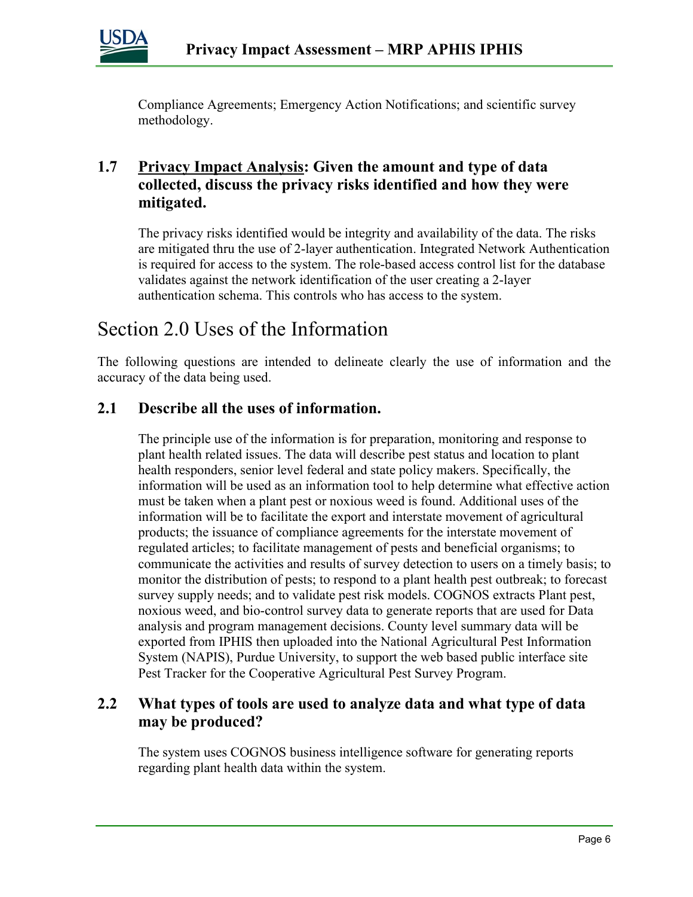Compliance Agreements; Emergency Action Notifications; and scientific survey methodology.

### 1.7 Privacy Impact Analysis: Given the amount and type of data collected, discuss the privacy risks identified and how they were mitigated.

The privacy risks identified would be integrity and availability of the data. The risks are mitigated thru the use of 2-layer authentication. Integrated Network Authentication is required for access to the system. The role-based access control list for the database validates against the network identification of the user creating a 2-layer authentication schema. This controls who has access to the system.

## Section 2.0 Uses of the Information

The following questions are intended to delineate clearly the use of information and the accuracy of the data being used.

### 2.1 Describe all the uses of information.

The principle use of the information is for preparation, monitoring and response to plant health related issues. The data will describe pest status and location to plant health responders, senior level federal and state policy makers. Specifically, the information will be used as an information tool to help determine what effective action must be taken when a plant pest or noxious weed is found. Additional uses of the information will be to facilitate the export and interstate movement of agricultural products; the issuance of compliance agreements for the interstate movement of regulated articles; to facilitate management of pests and beneficial organisms; to communicate the activities and results of survey detection to users on a timely basis; to monitor the distribution of pests; to respond to a plant health pest outbreak; to forecast survey supply needs; and to validate pest risk models. COGNOS extracts Plant pest, noxious weed, and bio-control survey data to generate reports that are used for Data analysis and program management decisions. County level summary data will be exported from IPHIS then uploaded into the National Agricultural Pest Information System (NAPIS), Purdue University, to support the web based public interface site Pest Tracker for the Cooperative Agricultural Pest Survey Program.

### 2.2 What types of tools are used to analyze data and what type of data may be produced?

The system uses COGNOS business intelligence software for generating reports regarding plant health data within the system.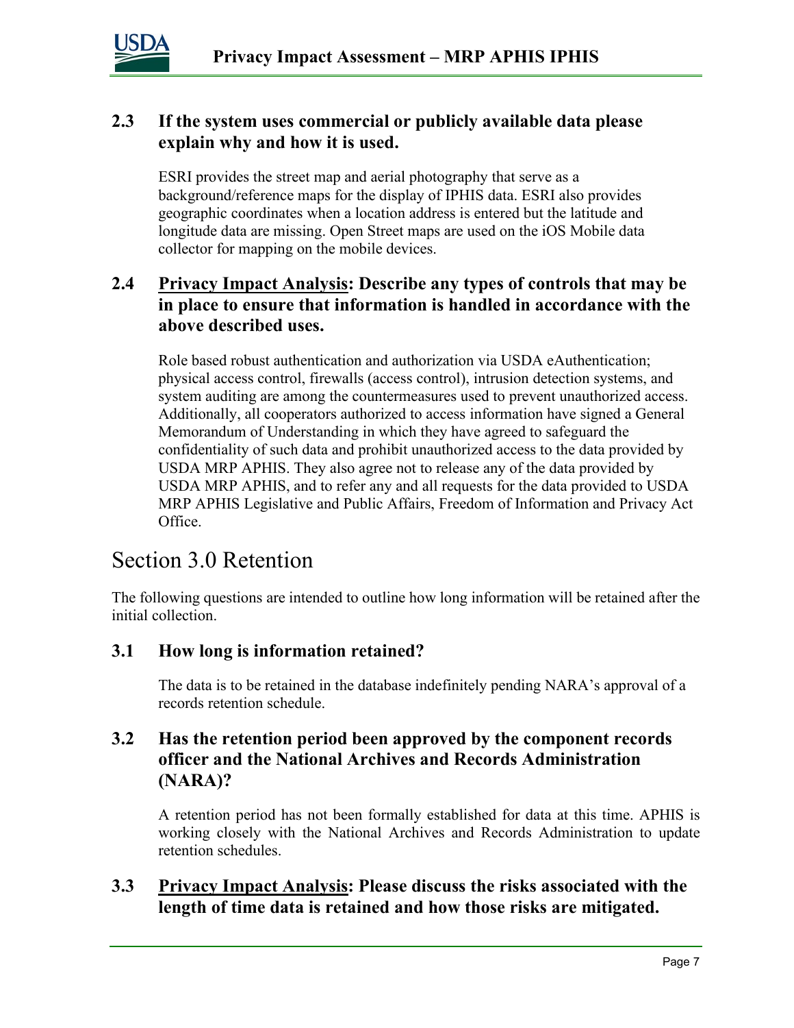### 2.3 If the system uses commercial or publicly available data please explain why and how it is used.

ESRI provides the street map and aerial photography that serve as a background/reference maps for the display of IPHIS data. ESRI also provides geographic coordinates when a location address is entered but the latitude and longitude data are missing. Open Street maps are used on the iOS Mobile data collector for mapping on the mobile devices.

### 2.4 Privacy Impact Analysis: Describe any types of controls that may be in place to ensure that information is handled in accordance with the above described uses.

Role based robust authentication and authorization via USDA eAuthentication; physical access control, firewalls (access control), intrusion detection systems, and system auditing are among the countermeasures used to prevent unauthorized access. Additionally, all cooperators authorized to access information have signed a General Memorandum of Understanding in which they have agreed to safeguard the confidentiality of such data and prohibit unauthorized access to the data provided by USDA MRP APHIS. They also agree not to release any of the data provided by USDA MRP APHIS, and to refer any and all requests for the data provided to USDA MRP APHIS Legislative and Public Affairs, Freedom of Information and Privacy Act Office.

## Section 3.0 Retention

The following questions are intended to outline how long information will be retained after the initial collection.

### 3.1 How long is information retained?

The data is to be retained in the database indefinitely pending NARA's approval of a records retention schedule.

### 3.2 Has the retention period been approved by the component records officer and the National Archives and Records Administration (NARA)?

A retention period has not been formally established for data at this time. APHIS is working closely with the National Archives and Records Administration to update retention schedules.

### 3.3 Privacy Impact Analysis: Please discuss the risks associated with the length of time data is retained and how those risks are mitigated.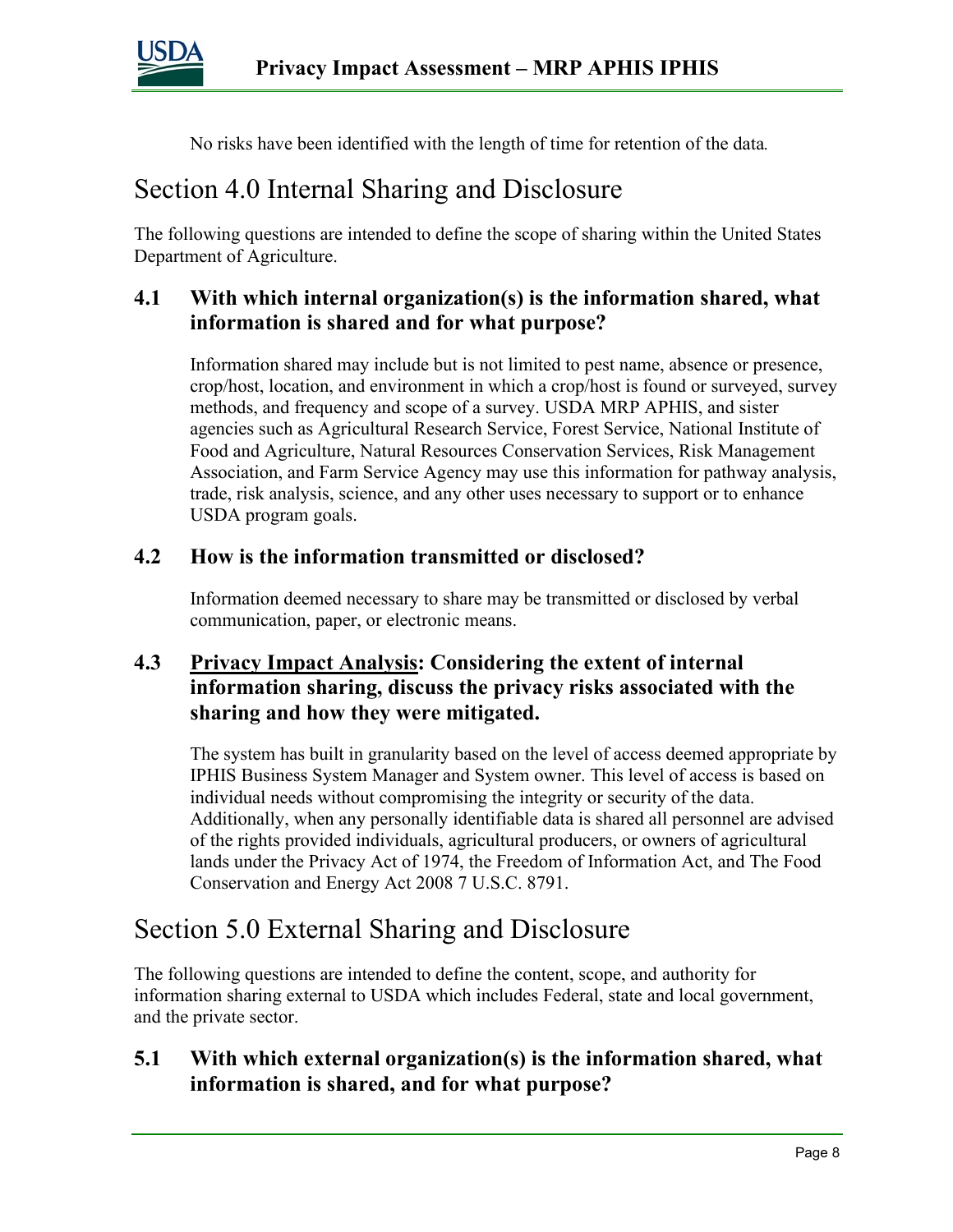No risks have been identified with the length of time for retention of the data.

# Section 4.0 Internal Sharing and Disclosure

The following questions are intended to define the scope of sharing within the United States Department of Agriculture.

### 4.1 With which internal organization(s) is the information shared, what information is shared and for what purpose?

Information shared may include but is not limited to pest name, absence or presence, crop/host, location, and environment in which a crop/host is found or surveyed, survey methods, and frequency and scope of a survey. USDA MRP APHIS, and sister agencies such as Agricultural Research Service, Forest Service, National Institute of Food and Agriculture, Natural Resources Conservation Services, Risk Management Association, and Farm Service Agency may use this information for pathway analysis, trade, risk analysis, science, and any other uses necessary to support or to enhance USDA program goals.

### 4.2 How is the information transmitted or disclosed?

Information deemed necessary to share may be transmitted or disclosed by verbal communication, paper, or electronic means.

### 4.3 Privacy Impact Analysis: Considering the extent of internal information sharing, discuss the privacy risks associated with the sharing and how they were mitigated.

The system has built in granularity based on the level of access deemed appropriate by IPHIS Business System Manager and System owner. This level of access is based on individual needs without compromising the integrity or security of the data. Additionally, when any personally identifiable data is shared all personnel are advised of the rights provided individuals, agricultural producers, or owners of agricultural lands under the Privacy Act of 1974, the Freedom of Information Act, and The Food Conservation and Energy Act 2008 7 U.S.C. 8791.

# Section 5.0 External Sharing and Disclosure

The following questions are intended to define the content, scope, and authority for information sharing external to USDA which includes Federal, state and local government, and the private sector.

### 5.1 With which external organization(s) is the information shared, what information is shared, and for what purpose?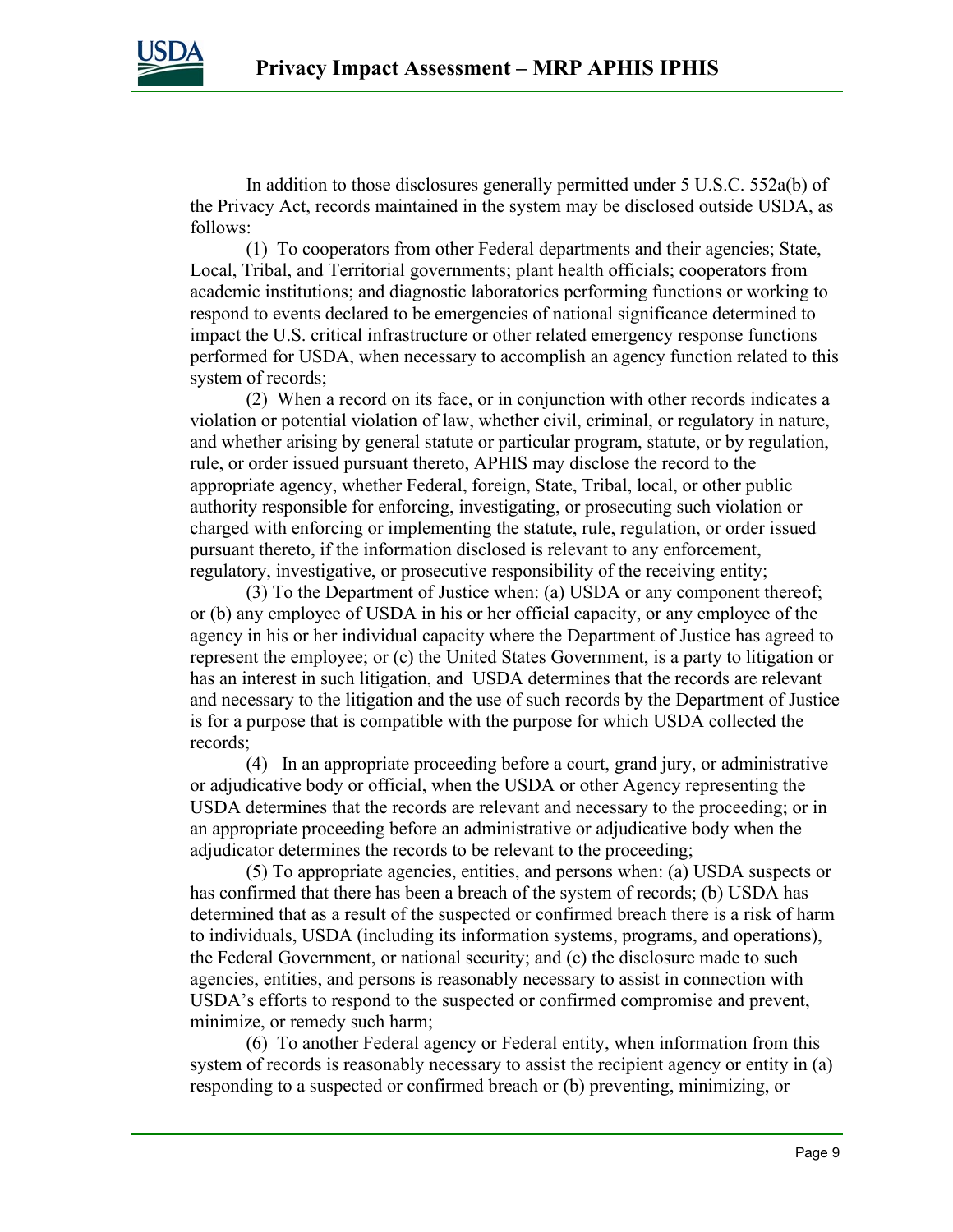In addition to those disclosures generally permitted under 5 U.S.C. 552a(b) of the Privacy Act, records maintained in the system may be disclosed outside USDA, as follows:

(1) To cooperators from other Federal departments and their agencies; State, Local, Tribal, and Territorial governments; plant health officials; cooperators from academic institutions; and diagnostic laboratories performing functions or working to respond to events declared to be emergencies of national significance determined to impact the U.S. critical infrastructure or other related emergency response functions performed for USDA, when necessary to accomplish an agency function related to this system of records;

(2) When a record on its face, or in conjunction with other records indicates a violation or potential violation of law, whether civil, criminal, or regulatory in nature, and whether arising by general statute or particular program, statute, or by regulation, rule, or order issued pursuant thereto, APHIS may disclose the record to the appropriate agency, whether Federal, foreign, State, Tribal, local, or other public authority responsible for enforcing, investigating, or prosecuting such violation or charged with enforcing or implementing the statute, rule, regulation, or order issued pursuant thereto, if the information disclosed is relevant to any enforcement, regulatory, investigative, or prosecutive responsibility of the receiving entity;

(3) To the Department of Justice when: (a) USDA or any component thereof; or (b) any employee of USDA in his or her official capacity, or any employee of the agency in his or her individual capacity where the Department of Justice has agreed to represent the employee; or (c) the United States Government, is a party to litigation or has an interest in such litigation, and USDA determines that the records are relevant and necessary to the litigation and the use of such records by the Department of Justice is for a purpose that is compatible with the purpose for which USDA collected the records;

(4) In an appropriate proceeding before a court, grand jury, or administrative or adjudicative body or official, when the USDA or other Agency representing the USDA determines that the records are relevant and necessary to the proceeding; or in an appropriate proceeding before an administrative or adjudicative body when the adjudicator determines the records to be relevant to the proceeding;

(5) To appropriate agencies, entities, and persons when: (a) USDA suspects or has confirmed that there has been a breach of the system of records; (b) USDA has determined that as a result of the suspected or confirmed breach there is a risk of harm to individuals, USDA (including its information systems, programs, and operations), the Federal Government, or national security; and (c) the disclosure made to such agencies, entities, and persons is reasonably necessary to assist in connection with USDA's efforts to respond to the suspected or confirmed compromise and prevent, minimize, or remedy such harm;

(6) To another Federal agency or Federal entity, when information from this system of records is reasonably necessary to assist the recipient agency or entity in (a) responding to a suspected or confirmed breach or (b) preventing, minimizing, or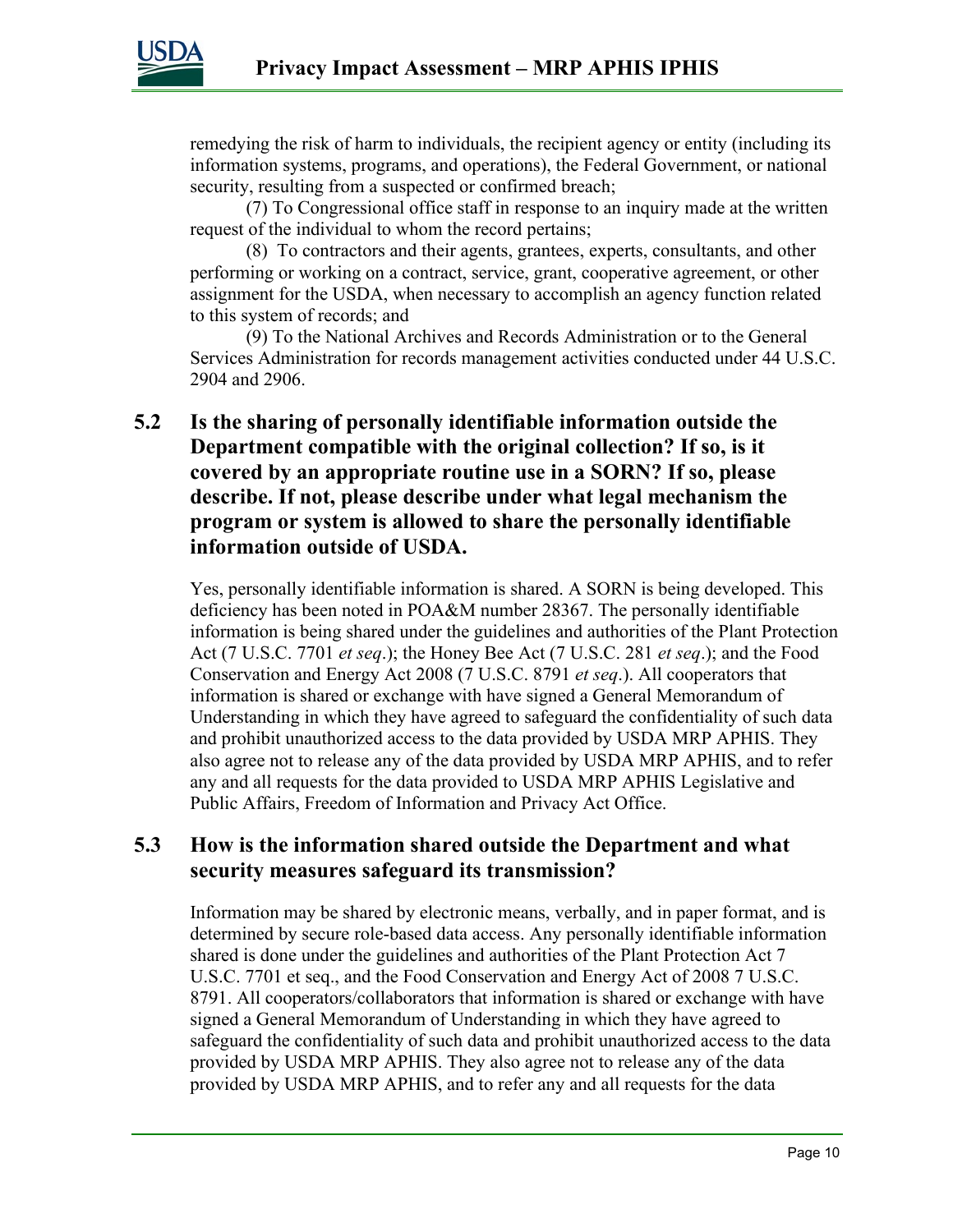remedying the risk of harm to individuals, the recipient agency or entity (including its information systems, programs, and operations), the Federal Government, or national security, resulting from a suspected or confirmed breach;

(7) To Congressional office staff in response to an inquiry made at the written request of the individual to whom the record pertains;

(8) To contractors and their agents, grantees, experts, consultants, and other performing or working on a contract, service, grant, cooperative agreement, or other assignment for the USDA, when necessary to accomplish an agency function related to this system of records; and

(9) To the National Archives and Records Administration or to the General Services Administration for records management activities conducted under 44 U.S.C. 2904 and 2906.

## 5.2 Is the sharing of personally identifiable information outside the Department compatible with the original collection? If so, is it covered by an appropriate routine use in a SORN? If so, please describe. If not, please describe under what legal mechanism the program or system is allowed to share the personally identifiable information outside of USDA.

Yes, personally identifiable information is shared. A SORN is being developed. This deficiency has been noted in POA&M number 28367. The personally identifiable information is being shared under the guidelines and authorities of the Plant Protection Act (7 U.S.C. 7701 *et seq*.); the Honey Bee Act (7 U.S.C. 281 *et seq*.); and the Food Conservation and Energy Act 2008 (7 U.S.C. 8791 *et seq*.). All cooperators that information is shared or exchange with have signed a General Memorandum of Understanding in which they have agreed to safeguard the confidentiality of such data and prohibit unauthorized access to the data provided by USDA MRP APHIS. They also agree not to release any of the data provided by USDA MRP APHIS, and to refer any and all requests for the data provided to USDA MRP APHIS Legislative and Public Affairs, Freedom of Information and Privacy Act Office.

## 5.3 How is the information shared outside the Department and what security measures safeguard its transmission?

Information may be shared by electronic means, verbally, and in paper format, and is determined by secure role-based data access. Any personally identifiable information shared is done under the guidelines and authorities of the Plant Protection Act 7 U.S.C. 7701 et seq., and the Food Conservation and Energy Act of 2008 7 U.S.C. 8791. All cooperators/collaborators that information is shared or exchange with have signed a General Memorandum of Understanding in which they have agreed to safeguard the confidentiality of such data and prohibit unauthorized access to the data provided by USDA MRP APHIS. They also agree not to release any of the data provided by USDA MRP APHIS, and to refer any and all requests for the data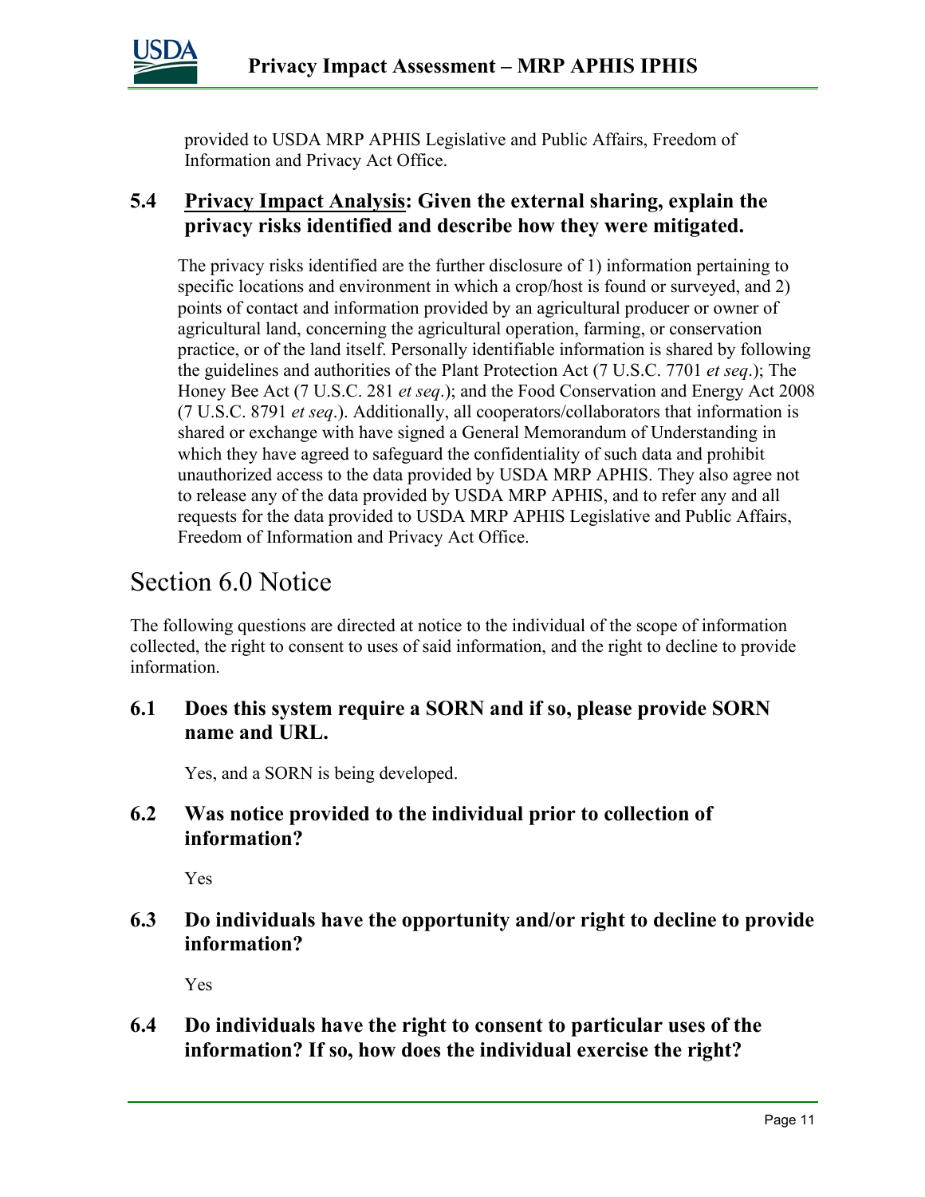provided to USDA MRP APHIS Legislative and Public Affairs, Freedom of Information and Privacy Act Office.

### 5.4 Privacy Impact Analysis: Given the external sharing, explain the privacy risks identified and describe how they were mitigated.

The privacy risks identified are the further disclosure of 1) information pertaining to specific locations and environment in which a crop/host is found or surveyed, and 2) points of contact and information provided by an agricultural producer or owner of agricultural land, concerning the agricultural operation, farming, or conservation practice, or of the land itself. Personally identifiable information is shared by following the guidelines and authorities of the Plant Protection Act (7 U.S.C. 7701 *et seq*.); The Honey Bee Act (7 U.S.C. 281 *et seq*.); and the Food Conservation and Energy Act 2008 (7 U.S.C. 8791 *et seq*.). Additionally, all cooperators/collaborators that information is shared or exchange with have signed a General Memorandum of Understanding in which they have agreed to safeguard the confidentiality of such data and prohibit unauthorized access to the data provided by USDA MRP APHIS. They also agree not to release any of the data provided by USDA MRP APHIS, and to refer any and all requests for the data provided to USDA MRP APHIS Legislative and Public Affairs, Freedom of Information and Privacy Act Office.

## Section 6.0 Notice

The following questions are directed at notice to the individual of the scope of information collected, the right to consent to uses of said information, and the right to decline to provide information.

### 6.1 Does this system require a SORN and if so, please provide SORN name and URL.

Yes, and a SORN is being developed.

### 6.2 Was notice provided to the individual prior to collection of information?

Yes

### 6.3 Do individuals have the opportunity and/or right to decline to provide information?

Yes

### 6.4 Do individuals have the right to consent to particular uses of the information? If so, how does the individual exercise the right?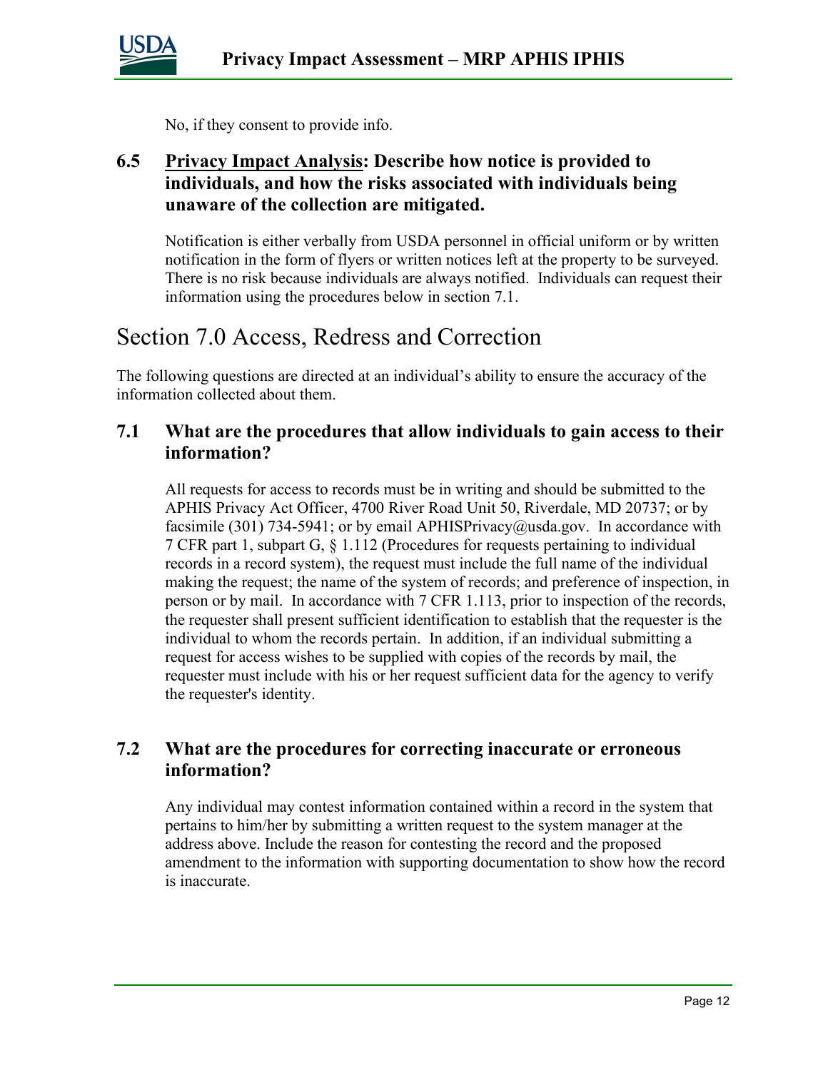No, if they consent to provide info.

### 6.5 Privacy Impact Analysis: Describe how notice is provided to individuals, and how the risks associated with individuals being unaware of the collection are mitigated.

Notification is either verbally from USDA personnel in official uniform or by written notification in the form of flyers or written notices left at the property to be surveyed. There is no risk because individuals are always notified. Individuals can request their information using the procedures below in section 7.1.

## Section 7.0 Access, Redress and Correction

The following questions are directed at an individual's ability to ensure the accuracy of the information collected about them.

### 7.1 What are the procedures that allow individuals to gain access to their information?

All requests for access to records must be in writing and should be submitted to the APHIS Privacy Act Officer, 4700 River Road Unit 50, Riverdale, MD 20737; or by facsimile (301) 734-5941; or by email APHISPrivacy@usda.gov. In accordance with 7 CFR part 1, subpart G, § 1.112 (Procedures for requests pertaining to individual records in a record system), the request must include the full name of the individual making the request; the name of the system of records; and preference of inspection, in person or by mail. In accordance with 7 CFR 1.113, prior to inspection of the records, the requester shall present sufficient identification to establish that the requester is the individual to whom the records pertain. In addition, if an individual submitting a request for access wishes to be supplied with copies of the records by mail, the requester must include with his or her request sufficient data for the agency to verify the requester's identity.

### 7.2 What are the procedures for correcting inaccurate or erroneous information?

Any individual may contest information contained within a record in the system that pertains to him/her by submitting a written request to the system manager at the address above. Include the reason for contesting the record and the proposed amendment to the information with supporting documentation to show how the record is inaccurate.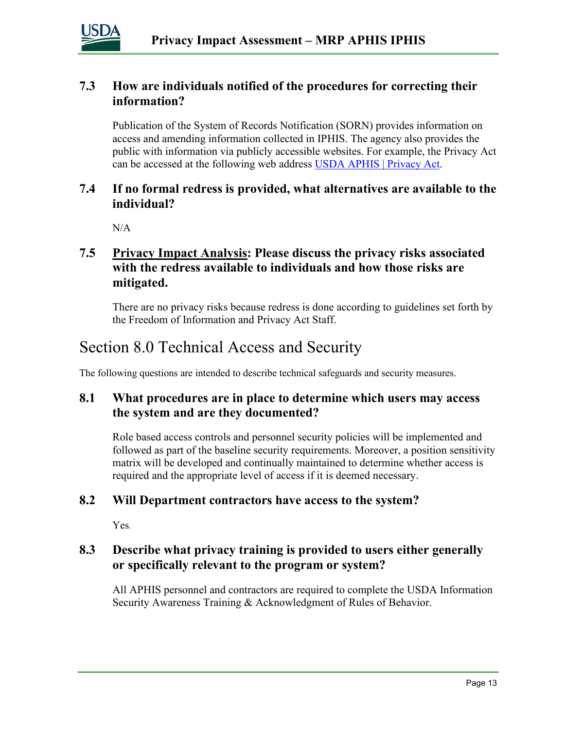### 7.3 How are individuals notified of the procedures for correcting their information?

Publication of the System of Records Notification (SORN) provides information on access and amending information collected in IPHIS. The agency also provides the public with information via publicly accessible websites. For example, the Privacy Act can be accessed at the following web address USDA APHIS | Privacy Act.

### 7.4 If no formal redress is provided, what alternatives are available to the individual?

N/A

### 7.5 Privacy Impact Analysis: Please discuss the privacy risks associated with the redress available to individuals and how those risks are mitigated.

There are no privacy risks because redress is done according to guidelines set forth by the Freedom of Information and Privacy Act Staff.

## Section 8.0 Technical Access and Security

The following questions are intended to describe technical safeguards and security measures.

### 8.1 What procedures are in place to determine which users may access the system and are they documented?

Role based access controls and personnel security policies will be implemented and followed as part of the baseline security requirements. Moreover, a position sensitivity matrix will be developed and continually maintained to determine whether access is required and the appropriate level of access if it is deemed necessary.

### 8.2 Will Department contractors have access to the system?

Yes.

### 8.3 Describe what privacy training is provided to users either generally or specifically relevant to the program or system?

All APHIS personnel and contractors are required to complete the USDA Information Security Awareness Training & Acknowledgment of Rules of Behavior.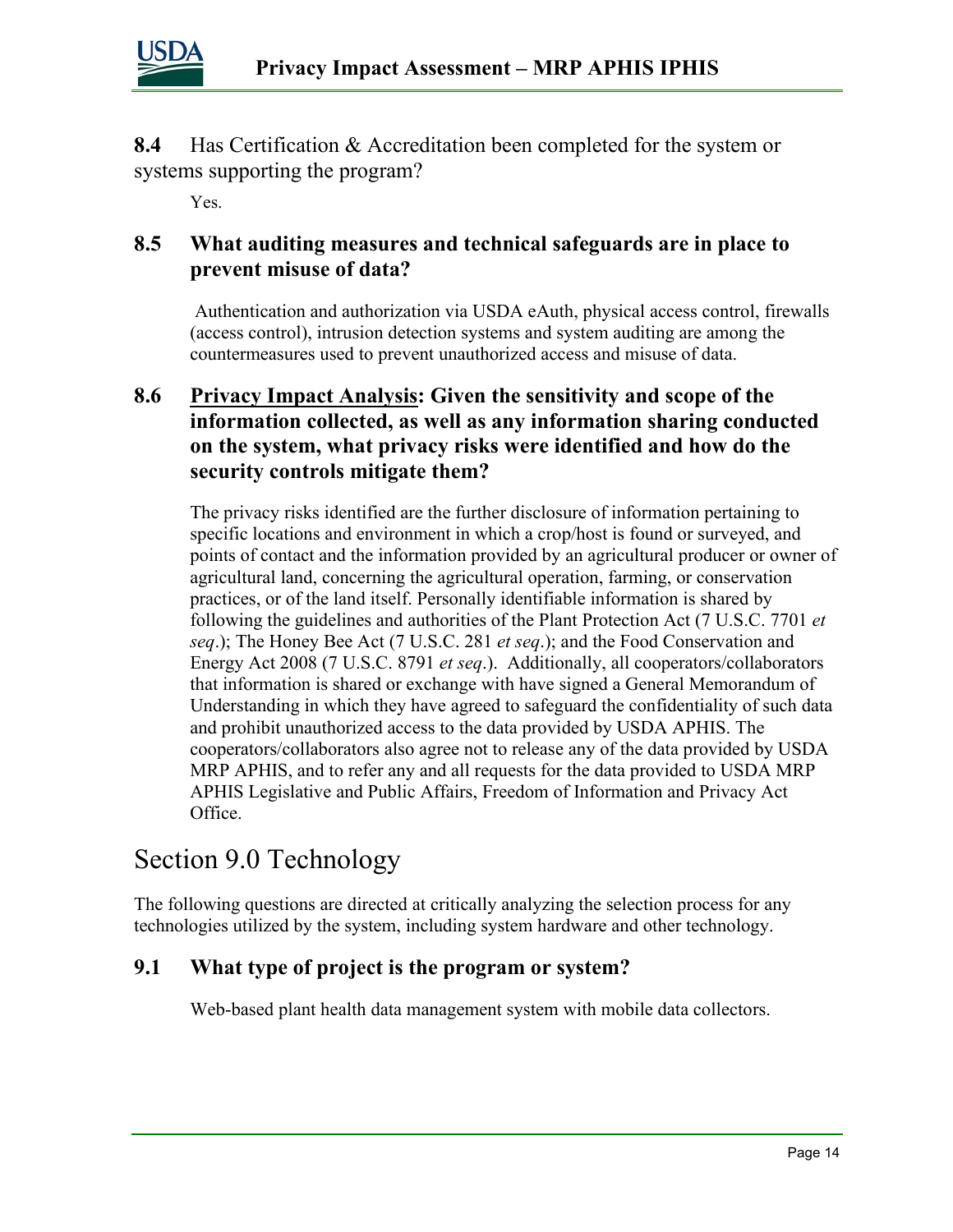**8.4** Has Certification & Accreditation been completed for the system or systems supporting the program?

Yes.

### 8.5 What auditing measures and technical safeguards are in place to prevent misuse of data?

Authentication and authorization via USDA eAuth, physical access control, firewalls (access control), intrusion detection systems and system auditing are among the countermeasures used to prevent unauthorized access and misuse of data.

### 8.6 <u>Privacy Impact Analysis</u>: Given the sensitivity and scope of the information collected, as well as any information sharing conducted on the system, what privacy risks were identified and how do the security controls mitigate them?

The privacy risks identified are the further disclosure of information pertaining to specific locations and environment in which a crop/host is found or surveyed, and points of contact and the information provided by an agricultural producer or owner of agricultural land, concerning the agricultural operation, farming, or conservation practices, or of the land itself. Personally identifiable information is shared by following the guidelines and authorities of the Plant Protection Act (7 U.S.C. 7701 *et seq*.); The Honey Bee Act (7 U.S.C. 281 *et seq*.); and the Food Conservation and Energy Act 2008 (7 U.S.C. 8791 *et seq*.). Additionally, all cooperators/collaborators that information is shared or exchange with have signed a General Memorandum of Understanding in which they have agreed to safeguard the confidentiality of such data and prohibit unauthorized access to the data provided by USDA APHIS. The cooperators/collaborators also agree not to release any of the data provided by USDA MRP APHIS, and to refer any and all requests for the data provided to USDA MRP APHIS Legislative and Public Affairs, Freedom of Information and Privacy Act Office.

## Section 9.0 Technology

The following questions are directed at critically analyzing the selection process for any technologies utilized by the system, including system hardware and other technology.

### 9.1 What type of project is the program or system?

Web-based plant health data management system with mobile data collectors.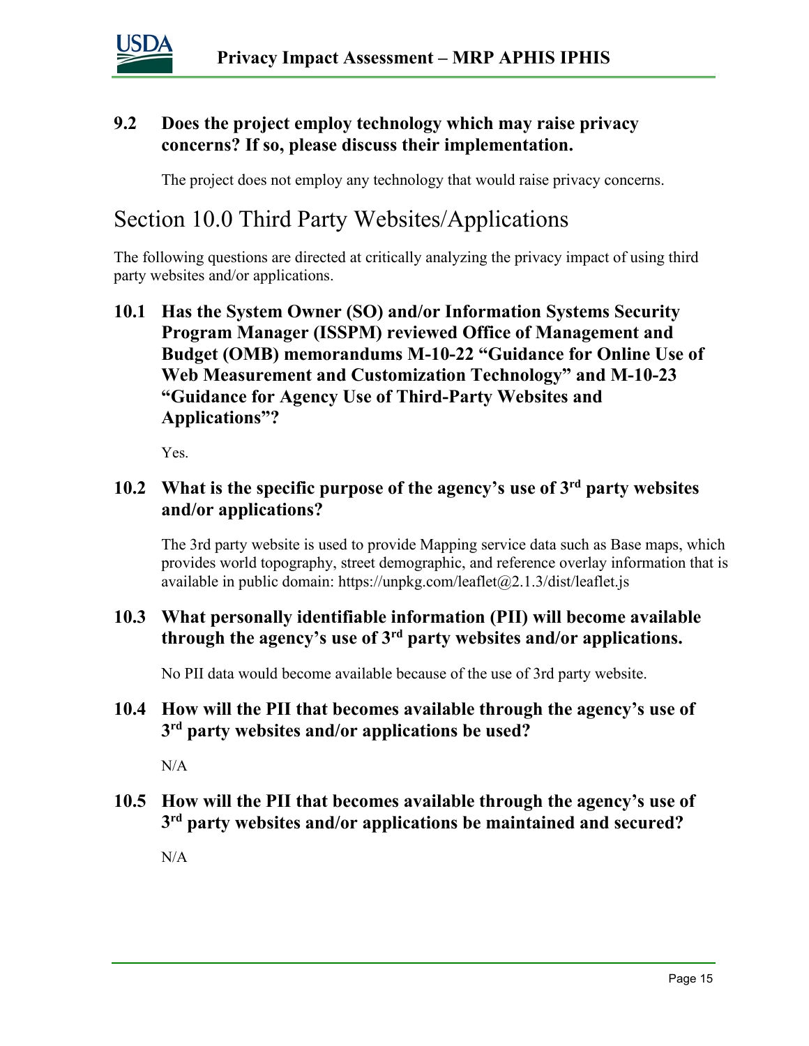### 9.2 Does the project employ technology which may raise privacy concerns? If so, please discuss their implementation.

The project does not employ any technology that would raise privacy concerns.

## Section 10.0 Third Party Websites/Applications

The following questions are directed at critically analyzing the privacy impact of using third party websites and/or applications.

### 10.1 Has the System Owner (SO) and/or Information Systems Security Program Manager (ISSPM) reviewed Office of Management and Budget (OMB) memorandums M-10-22 "Guidance for Online Use of Web Measurement and Customization Technology" and M-10-23 "Guidance for Agency Use of Third-Party Websites and Applications"?

Yes.

### 10.2 What is the specific purpose of the agency's use of 3rd party websites and/or applications?

The 3rd party website is used to provide Mapping service data such as Base maps, which provides world topography, street demographic, and reference overlay information that is available in public domain: https://unpkg.com/leaflet@2.1.3/dist/leaflet.js

### 10.3 What personally identifiable information (PII) will become available through the agency's use of 3rd party websites and/or applications.

No PII data would become available because of the use of 3rd party website.

### 10.4 How will the PII that becomes available through the agency's use of 3rd party websites and/or applications be used?

N/A

### 10.5 How will the PII that becomes available through the agency's use of 3rd party websites and/or applications be maintained and secured?

N/A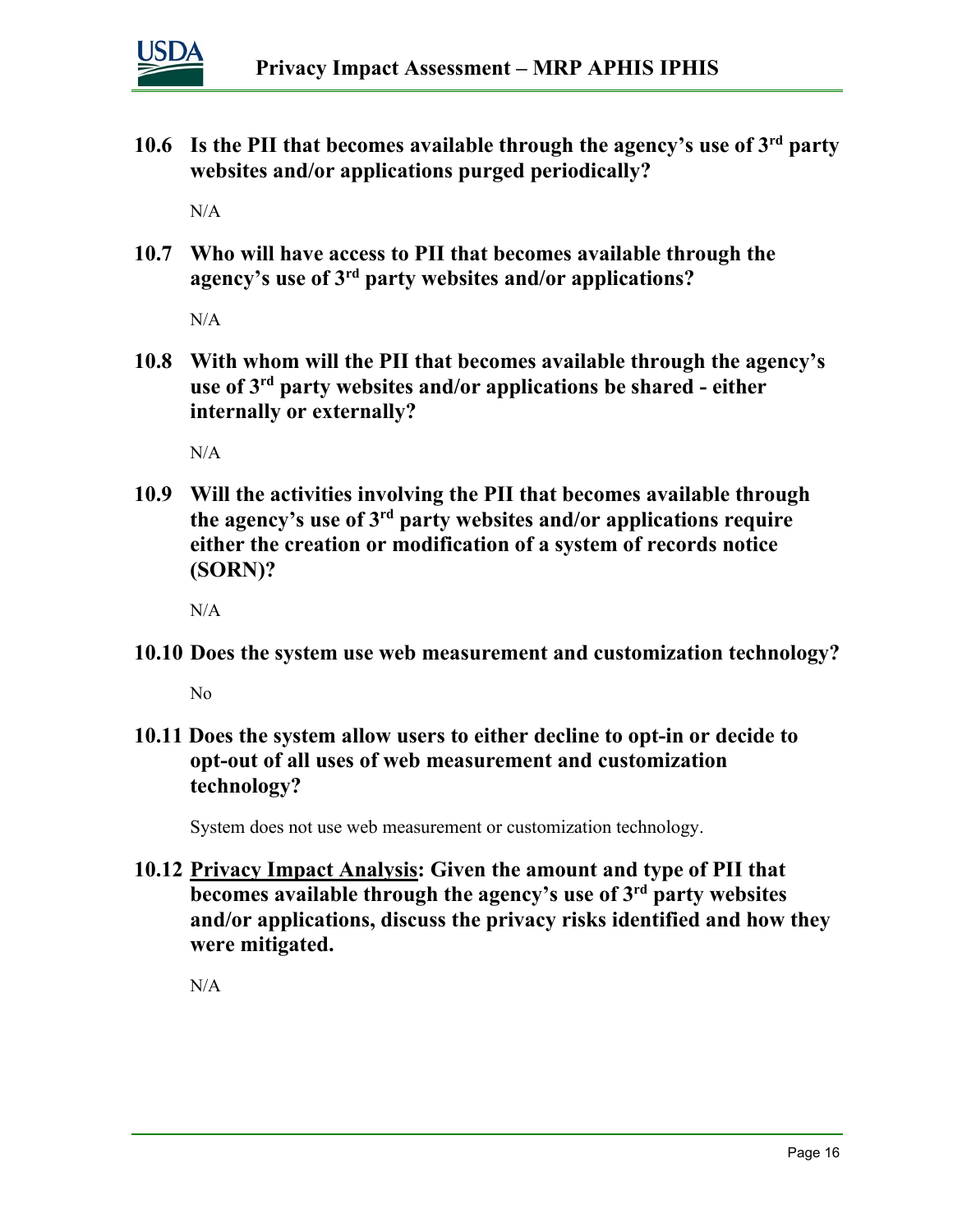**10.6 Is the PII that becomes available through the agency's use of 3rd party websites and/or applications purged periodically?**

N/A

**10.7 Who will have access to PII that becomes available through the agency's use of 3rd party websites and/or applications?**

N/A

**10.8 With whom will the PII that becomes available through the agency's use of 3rd party websites and/or applications be shared - either internally or externally?**

N/A

**10.9 Will the activities involving the PII that becomes available through the agency's use of 3rd party websites and/or applications require either the creation or modification of a system of records notice (SORN)?**

N/A

**10.10 Does the system use web measurement and customization technology?**

No

**10.11 Does the system allow users to either decline to opt-in or decide to opt-out of all uses of web measurement and customization technology?**

System does not use web measurement or customization technology.

**10.12 <u>Privacy Impact Analysis</u>: Given the amount and type of PII that becomes available through the agency's use of 3rd party websites and/or applications, discuss the privacy risks identified and how they were mitigated.**

N/A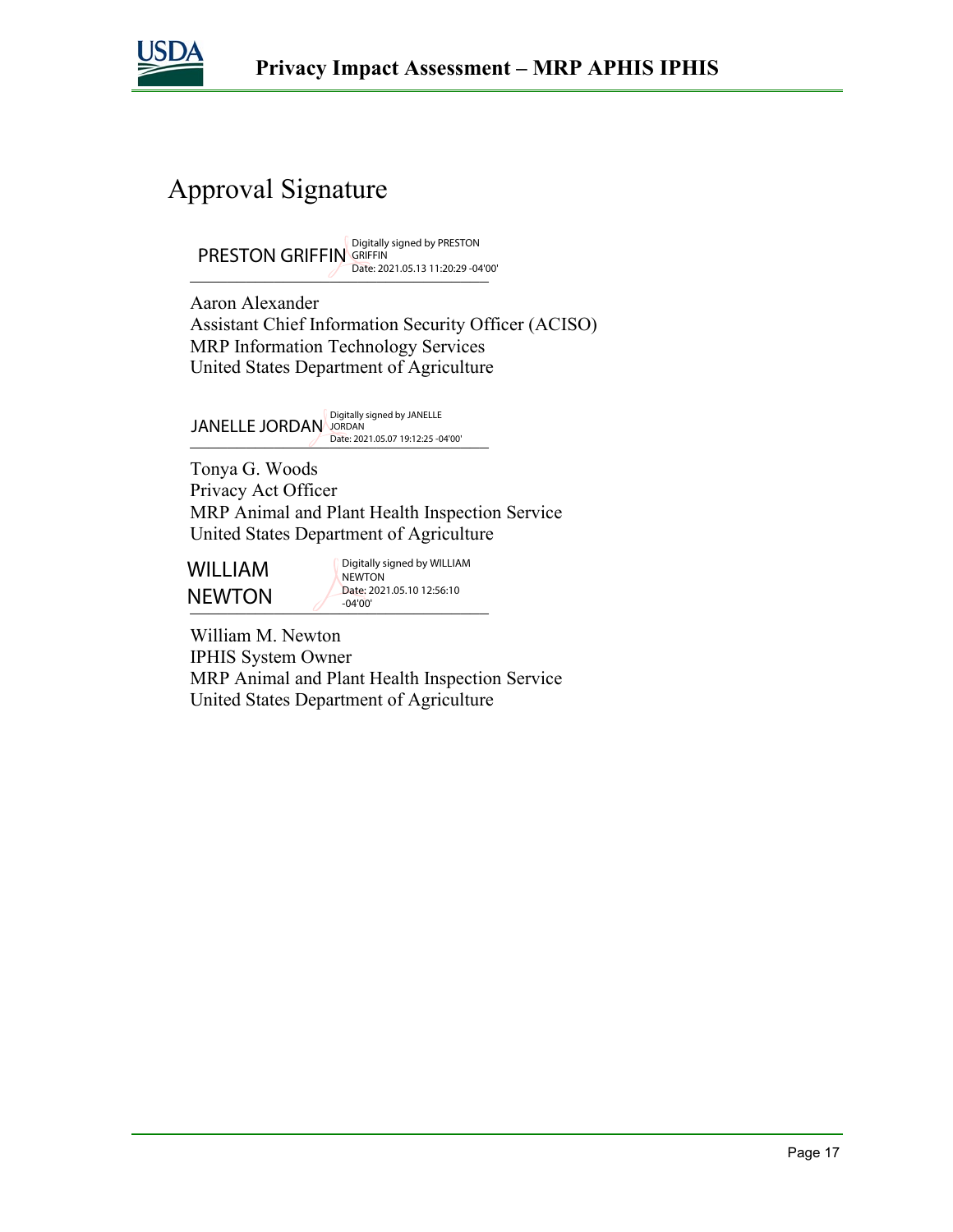# Approval Signature

PRESTON GRIFFIN Digitally signed by PRESTON GRIFFIN Date: 2021.05.13 11:20:29 -04'00'

Aaron Alexander
Assistant Chief Information Security Officer (ACISO)
MRP Information Technology Services
United States Department of Agriculture

JANELLE JORDAN Digitally signed by JANELLE JORDAN Date: 2021.05.07 19:12:25 -04'00'

Tonya G. Woods
Privacy Act Officer
MRP Animal and Plant Health Inspection Service
United States Department of Agriculture

WILLIAM NEWTON Digitally signed by WILLIAM NEWTON Date: 2021.05.10 12:56:10 -04'00'

William M. Newton
IPHIS System Owner
MRP Animal and Plant Health Inspection Service
United States Department of Agriculture